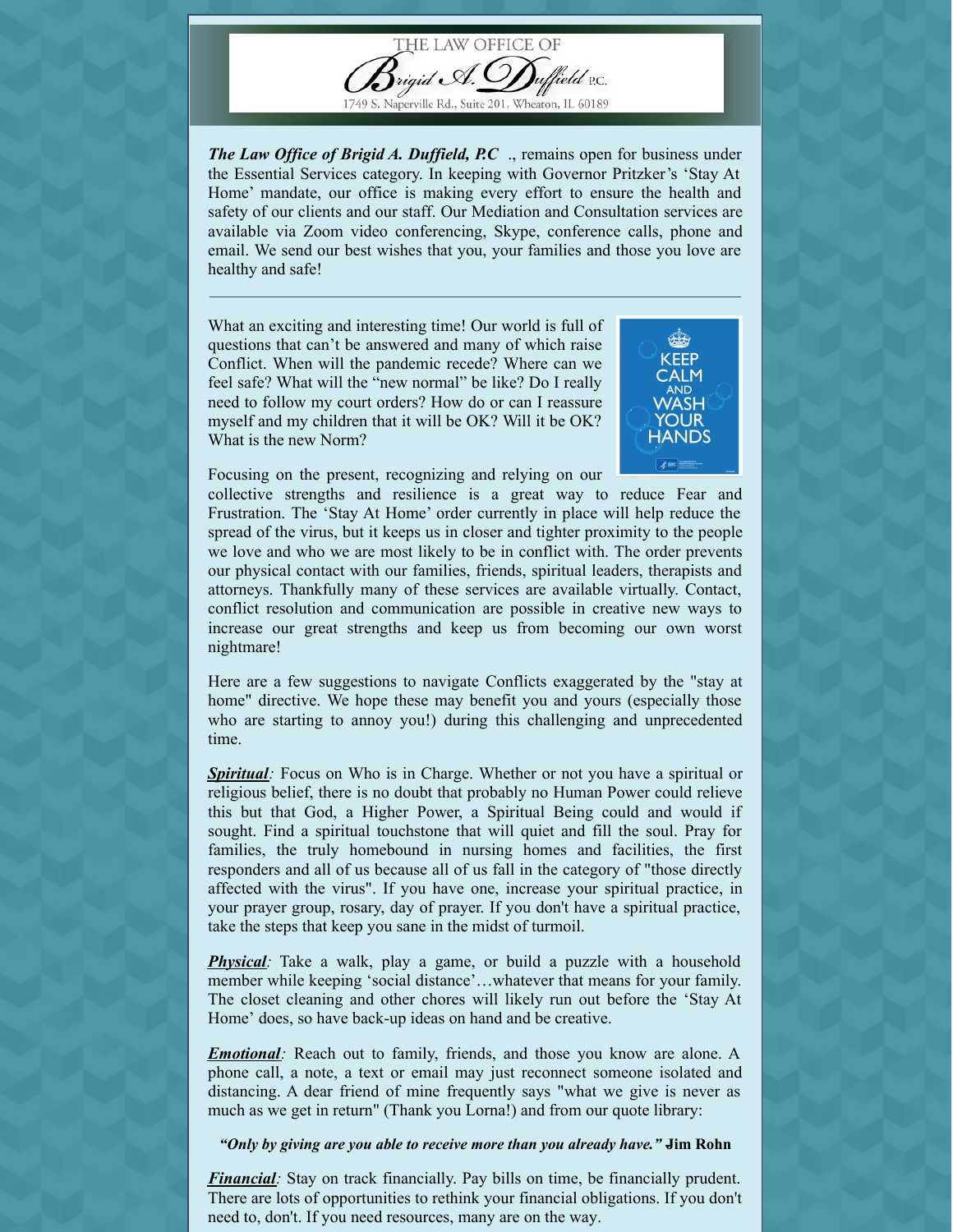THE LAW OFFICE OF

Brigid A. Duffield P.C.

1749 S. Naperville Rd., Suite 201, Wheaton, IL 60189

***The Law Office of Brigid A. Duffield, P.C*** ., remains open for business under the Essential Services category. In keeping with Governor Pritzker's 'Stay At Home' mandate, our office is making every effort to ensure the health and safety of our clients and our staff. Our Mediation and Consultation services are available via Zoom video conferencing, Skype, conference calls, phone and email. We send our best wishes that you, your families and those you love are healthy and safe!

---

What an exciting and interesting time! Our world is full of questions that can't be answered and many of which raise Conflict. When will the pandemic recede? Where can we feel safe? What will the "new normal" be like? Do I really need to follow my court orders? How do or can I reassure myself and my children that it will be OK? Will it be OK? What is the new Norm?

KEEP CALM AND WASH YOUR HANDS

Focusing on the present, recognizing and relying on our collective strengths and resilience is a great way to reduce Fear and Frustration. The 'Stay At Home' order currently in place will help reduce the spread of the virus, but it keeps us in closer and tighter proximity to the people we love and who we are most likely to be in conflict with. The order prevents our physical contact with our families, friends, spiritual leaders, therapists and attorneys. Thankfully many of these services are available virtually. Contact, conflict resolution and communication are possible in creative new ways to increase our great strengths and keep us from becoming our own worst nightmare!

Here are a few suggestions to navigate Conflicts exaggerated by the "stay at home" directive. We hope these may benefit you and yours (especially those who are starting to annoy you!) during this challenging and unprecedented time.

***Spiritual****:* Focus on Who is in Charge. Whether or not you have a spiritual or religious belief, there is no doubt that probably no Human Power could relieve this but that God, a Higher Power, a Spiritual Being could and would if sought. Find a spiritual touchstone that will quiet and fill the soul. Pray for families, the truly homebound in nursing homes and facilities, the first responders and all of us because all of us fall in the category of "those directly affected with the virus". If you have one, increase your spiritual practice, in your prayer group, rosary, day of prayer. If you don't have a spiritual practice, take the steps that keep you sane in the midst of turmoil.

***Physical****:* Take a walk, play a game, or build a puzzle with a household member while keeping 'social distance'…whatever that means for your family. The closet cleaning and other chores will likely run out before the 'Stay At Home' does, so have back-up ideas on hand and be creative.

***Emotional****:* Reach out to family, friends, and those you know are alone. A phone call, a note, a text or email may just reconnect someone isolated and distancing. A dear friend of mine frequently says "what we give is never as much as we get in return" (Thank you Lorna!) and from our quote library:

***"Only by giving are you able to receive more than you already have."* Jim Rohn**

***Financial****:* Stay on track financially. Pay bills on time, be financially prudent. There are lots of opportunities to rethink your financial obligations. If you don't need to, don't. If you need resources, many are on the way.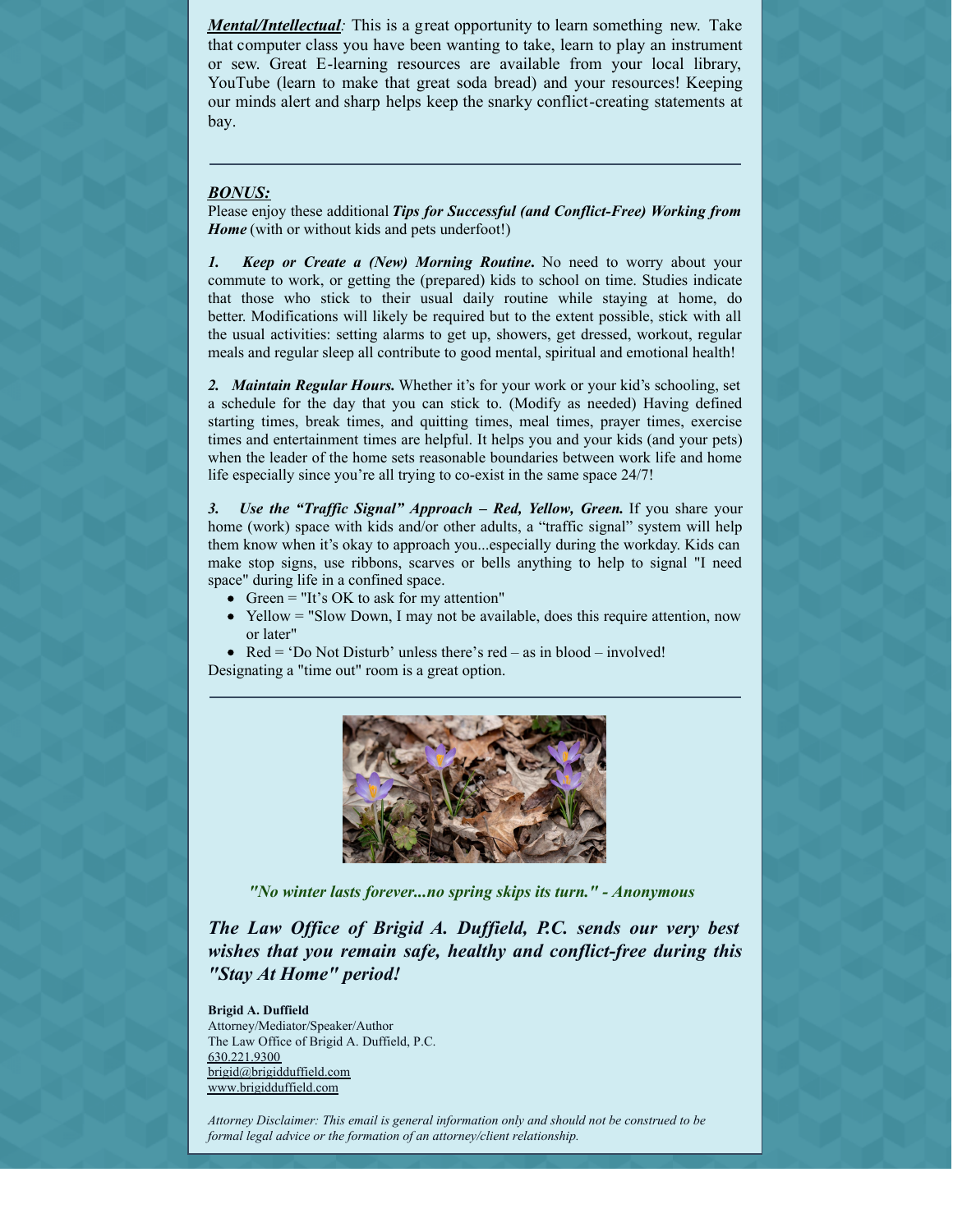***Mental/Intellectual***: This is a great opportunity to learn something new. Take that computer class you have been wanting to take, learn to play an instrument or sew. Great E-learning resources are available from your local library, YouTube (learn to make that great soda bread) and your resources! Keeping our minds alert and sharp helps keep the snarky conflict-creating statements at bay.

---

***BONUS:***

Please enjoy these additional ***Tips for Successful (and Conflict-Free) Working from Home*** (with or without kids and pets underfoot!)

***1. Keep or Create a (New) Morning Routine.*** No need to worry about your commute to work, or getting the (prepared) kids to school on time. Studies indicate that those who stick to their usual daily routine while staying at home, do better. Modifications will likely be required but to the extent possible, stick with all the usual activities: setting alarms to get up, showers, get dressed, workout, regular meals and regular sleep all contribute to good mental, spiritual and emotional health!

***2. Maintain Regular Hours.*** Whether it's for your work or your kid's schooling, set a schedule for the day that you can stick to. (Modify as needed) Having defined starting times, break times, and quitting times, meal times, prayer times, exercise times and entertainment times are helpful. It helps you and your kids (and your pets) when the leader of the home sets reasonable boundaries between work life and home life especially since you're all trying to co-exist in the same space 24/7!

***3. Use the "Traffic Signal" Approach – Red, Yellow, Green.*** If you share your home (work) space with kids and/or other adults, a "traffic signal" system will help them know when it's okay to approach you...especially during the workday. Kids can make stop signs, use ribbons, scarves or bells anything to help to signal "I need space" during life in a confined space.

- Green = "It's OK to ask for my attention"
- Yellow = "Slow Down, I may not be available, does this require attention, now or later"
- Red = 'Do Not Disturb' unless there's red – as in blood – involved!

Designating a "time out" room is a great option.

---

*"No winter lasts forever...no spring skips its turn." - Anonymous*

***The Law Office of Brigid A. Duffield, P.C. sends our very best wishes that you remain safe, healthy and conflict-free during this "Stay At Home" period!***

**Brigid A. Duffield**
Attorney/Mediator/Speaker/Author
The Law Office of Brigid A. Duffield, P.C.
630.221.9300
brigid@brigidduffield.com
www.brigidduffield.com

*Attorney Disclaimer: This email is general information only and should not be construed to be formal legal advice or the formation of an attorney/client relationship.*